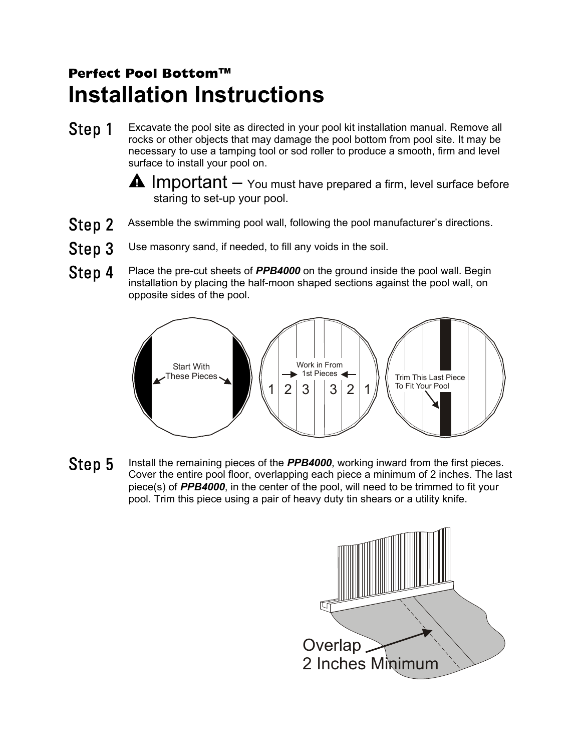**Perfect Pool Bottom™**

# Installation Instructions

**Step 1** Excavate the pool site as directed in your pool kit installation manual. Remove all rocks or other objects that may damage the pool bottom from pool site. It may be necessary to use a tamping tool or sod roller to produce a smooth, firm and level surface to install your pool on.

⚠ Important – You must have prepared a firm, level surface before staring to set-up your pool.

**Step 2** Assemble the swimming pool wall, following the pool manufacturer's directions.

**Step 3** Use masonry sand, if needed, to fill any voids in the soil.

**Step 4** Place the pre-cut sheets of ***PPB4000*** on the ground inside the pool wall. Begin installation by placing the half-moon shaped sections against the pool wall, on opposite sides of the pool.

Start With These Pieces

Work in From 1st Pieces

1 2 3 3 2 1

Trim This Last Piece To Fit Your Pool

**Step 5** Install the remaining pieces of the ***PPB4000***, working inward from the first pieces. Cover the entire pool floor, overlapping each piece a minimum of 2 inches. The last piece(s) of ***PPB4000***, in the center of the pool, will need to be trimmed to fit your pool. Trim this piece using a pair of heavy duty tin shears or a utility knife.

Overlap 2 Inches Minimum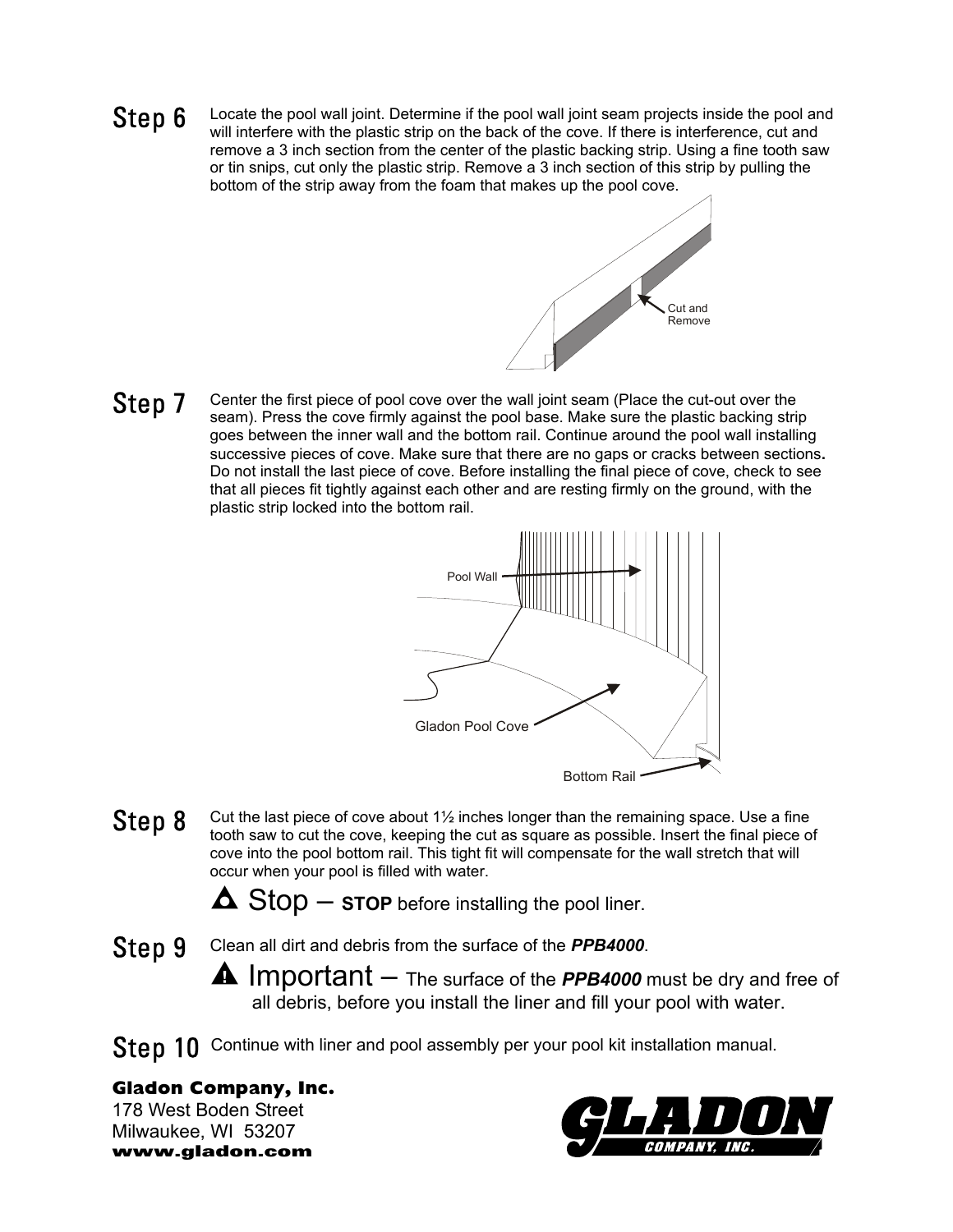## Step 6

Locate the pool wall joint. Determine if the pool wall joint seam projects inside the pool and will interfere with the plastic strip on the back of the cove. If there is interference, cut and remove a 3 inch section from the center of the plastic backing strip. Using a fine tooth saw or tin snips, cut only the plastic strip. Remove a 3 inch section of this strip by pulling the bottom of the strip away from the foam that makes up the pool cove.

Cut and Remove

## Step 7

Center the first piece of pool cove over the wall joint seam (Place the cut-out over the seam). Press the cove firmly against the pool base. Make sure the plastic backing strip goes between the inner wall and the bottom rail. Continue around the pool wall installing successive pieces of cove. Make sure that there are no gaps or cracks between sections**.** Do not install the last piece of cove. Before installing the final piece of cove, check to see that all pieces fit tightly against each other and are resting firmly on the ground, with the plastic strip locked into the bottom rail.

Pool Wall

Gladon Pool Cove

Bottom Rail

## Step 8

Cut the last piece of cove about 1½ inches longer than the remaining space. Use a fine tooth saw to cut the cove, keeping the cut as square as possible. Insert the final piece of cove into the pool bottom rail. This tight fit will compensate for the wall stretch that will occur when your pool is filled with water.

Stop – **STOP** before installing the pool liner.

## Step 9

Clean all dirt and debris from the surface of the ***PPB4000***.

Important – The surface of the ***PPB4000*** must be dry and free of all debris, before you install the liner and fill your pool with water.

## Step 10

Continue with liner and pool assembly per your pool kit installation manual.

**Gladon Company, Inc.**
178 West Boden Street
Milwaukee, WI 53207
**www.gladon.com**

GLADON COMPANY, INC.